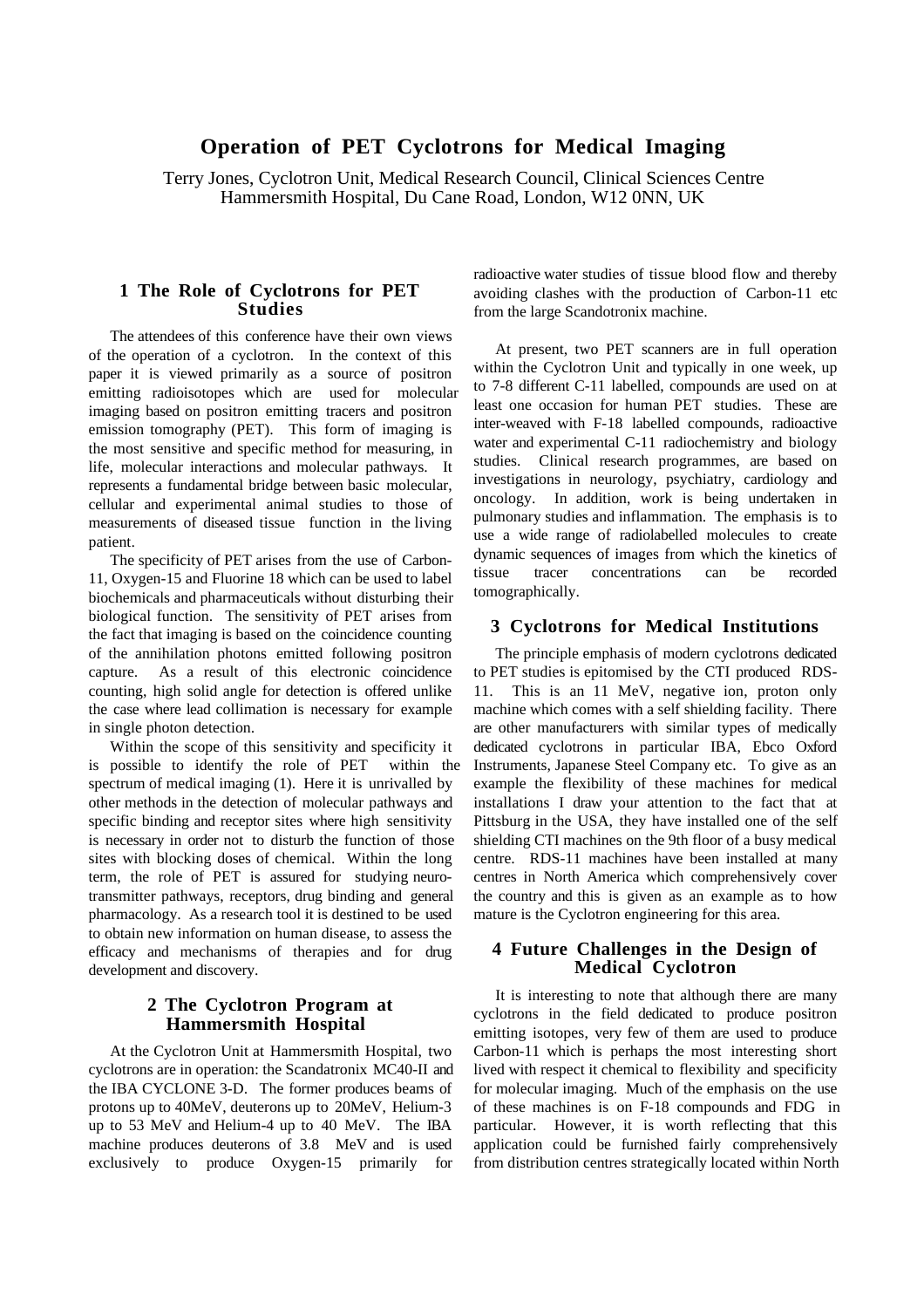# Operation of PET Cyclotrons for Medical Imaging

Terry Jones, Cyclotron Unit, Medical Research Council, Clinical Sciences Centre
Hammersmith Hospital, Du Cane Road, London, W12 0NN, UK

## 1 The Role of Cyclotrons for PET Studies

The attendees of this conference have their own views of the operation of a cyclotron. In the context of this paper it is viewed primarily as a source of positron emitting radioisotopes which are used for molecular imaging based on positron emitting tracers and positron emission tomography (PET). This form of imaging is the most sensitive and specific method for measuring, in life, molecular interactions and molecular pathways. It represents a fundamental bridge between basic molecular, cellular and experimental animal studies to those of measurements of diseased tissue function in the living patient.

The specificity of PET arises from the use of Carbon-11, Oxygen-15 and Fluorine 18 which can be used to label biochemicals and pharmaceuticals without disturbing their biological function. The sensitivity of PET arises from the fact that imaging is based on the coincidence counting of the annihilation photons emitted following positron capture. As a result of this electronic coincidence counting, high solid angle for detection is offered unlike the case where lead collimation is necessary for example in single photon detection.

Within the scope of this sensitivity and specificity it is possible to identify the role of PET within the spectrum of medical imaging (1). Here it is unrivalled by other methods in the detection of molecular pathways and specific binding and receptor sites where high sensitivity is necessary in order not to disturb the function of those sites with blocking doses of chemical. Within the long term, the role of PET is assured for studying neuro-transmitter pathways, receptors, drug binding and general pharmacology. As a research tool it is destined to be used to obtain new information on human disease, to assess the efficacy and mechanisms of therapies and for drug development and discovery.

## 2 The Cyclotron Program at Hammersmith Hospital

At the Cyclotron Unit at Hammersmith Hospital, two cyclotrons are in operation: the Scandatronix MC40-II and the IBA CYCLONE 3-D. The former produces beams of protons up to 40MeV, deuterons up to 20MeV, Helium-3 up to 53 MeV and Helium-4 up to 40 MeV. The IBA machine produces deuterons of 3.8 MeV and is used exclusively to produce Oxygen-15 primarily for radioactive water studies of tissue blood flow and thereby avoiding clashes with the production of Carbon-11 etc from the large Scandotronix machine.

At present, two PET scanners are in full operation within the Cyclotron Unit and typically in one week, up to 7-8 different C-11 labelled, compounds are used on at least one occasion for human PET studies. These are inter-weaved with F-18 labelled compounds, radioactive water and experimental C-11 radiochemistry and biology studies. Clinical research programmes, are based on investigations in neurology, psychiatry, cardiology and oncology. In addition, work is being undertaken in pulmonary studies and inflammation. The emphasis is to use a wide range of radiolabelled molecules to create dynamic sequences of images from which the kinetics of tissue tracer concentrations can be recorded tomographically.

## 3 Cyclotrons for Medical Institutions

The principle emphasis of modern cyclotrons dedicated to PET studies is epitomised by the CTI produced RDS-11. This is an 11 MeV, negative ion, proton only machine which comes with a self shielding facility. There are other manufacturers with similar types of medically dedicated cyclotrons in particular IBA, Ebco Oxford Instruments, Japanese Steel Company etc. To give as an example the flexibility of these machines for medical installations I draw your attention to the fact that at Pittsburg in the USA, they have installed one of the self shielding CTI machines on the 9th floor of a busy medical centre. RDS-11 machines have been installed at many centres in North America which comprehensively cover the country and this is given as an example as to how mature is the Cyclotron engineering for this area.

## 4 Future Challenges in the Design of Medical Cyclotron

It is interesting to note that although there are many cyclotrons in the field dedicated to produce positron emitting isotopes, very few of them are used to produce Carbon-11 which is perhaps the most interesting short lived with respect it chemical to flexibility and specificity for molecular imaging. Much of the emphasis on the use of these machines is on F-18 compounds and FDG in particular. However, it is worth reflecting that this application could be furnished fairly comprehensively from distribution centres strategically located within North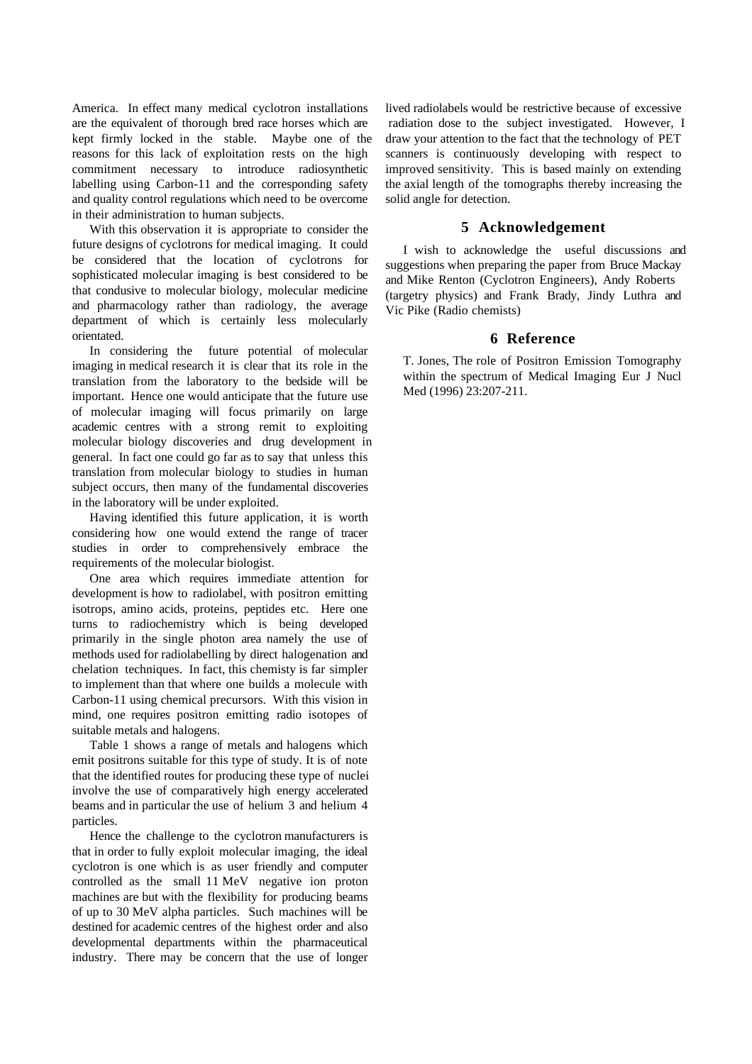America. In effect many medical cyclotron installations are the equivalent of thorough bred race horses which are kept firmly locked in the stable. Maybe one of the reasons for this lack of exploitation rests on the high commitment necessary to introduce radiosynthetic labelling using Carbon-11 and the corresponding safety and quality control regulations which need to be overcome in their administration to human subjects.

With this observation it is appropriate to consider the future designs of cyclotrons for medical imaging. It could be considered that the location of cyclotrons for sophisticated molecular imaging is best considered to be that condusive to molecular biology, molecular medicine and pharmacology rather than radiology, the average department of which is certainly less molecularly orientated.

In considering the future potential of molecular imaging in medical research it is clear that its role in the translation from the laboratory to the bedside will be important. Hence one would anticipate that the future use of molecular imaging will focus primarily on large academic centres with a strong remit to exploiting molecular biology discoveries and drug development in general. In fact one could go far as to say that unless this translation from molecular biology to studies in human subject occurs, then many of the fundamental discoveries in the laboratory will be under exploited.

Having identified this future application, it is worth considering how one would extend the range of tracer studies in order to comprehensively embrace the requirements of the molecular biologist.

One area which requires immediate attention for development is how to radiolabel, with positron emitting isotrops, amino acids, proteins, peptides etc. Here one turns to radiochemistry which is being developed primarily in the single photon area namely the use of methods used for radiolabelling by direct halogenation and chelation techniques. In fact, this chemisty is far simpler to implement than that where one builds a molecule with Carbon-11 using chemical precursors. With this vision in mind, one requires positron emitting radio isotopes of suitable metals and halogens.

Table 1 shows a range of metals and halogens which emit positrons suitable for this type of study. It is of note that the identified routes for producing these type of nuclei involve the use of comparatively high energy accelerated beams and in particular the use of helium 3 and helium 4 particles.

Hence the challenge to the cyclotron manufacturers is that in order to fully exploit molecular imaging, the ideal cyclotron is one which is as user friendly and computer controlled as the small 11 MeV negative ion proton machines are but with the flexibility for producing beams of up to 30 MeV alpha particles. Such machines will be destined for academic centres of the highest order and also developmental departments within the pharmaceutical industry. There may be concern that the use of longer lived radiolabels would be restrictive because of excessive radiation dose to the subject investigated. However, I draw your attention to the fact that the technology of PET scanners is continuously developing with respect to improved sensitivity. This is based mainly on extending the axial length of the tomographs thereby increasing the solid angle for detection.

## 5 Acknowledgement

I wish to acknowledge the useful discussions and suggestions when preparing the paper from Bruce Mackay and Mike Renton (Cyclotron Engineers), Andy Roberts (targetry physics) and Frank Brady, Jindy Luthra and Vic Pike (Radio chemists)

## 6 Reference

T. Jones, The role of Positron Emission Tomography within the spectrum of Medical Imaging Eur J Nucl Med (1996) 23:207-211.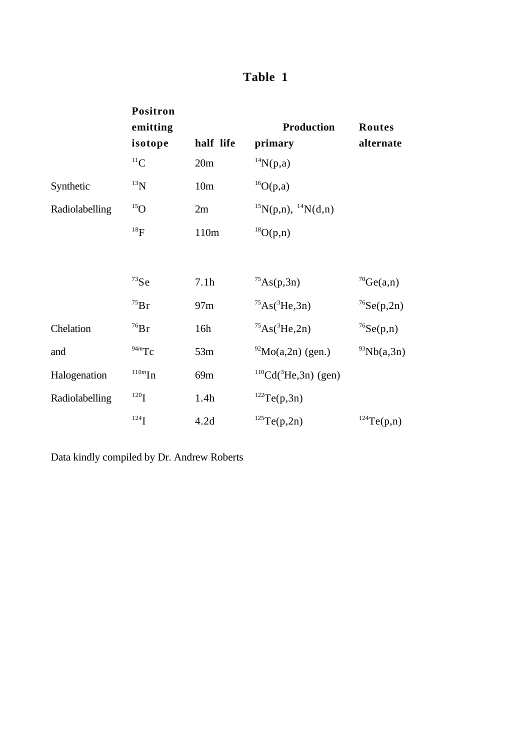# Table 1

| | Positron emitting isotope | half life | Production primary | Routes alternate |
|---|---|---|---|---|
| | $^{11}C$ | 20m | $^{14}N(p,a)$ | |
| Synthetic | $^{13}N$ | 10m | $^{16}O(p,a)$ | |
| Radiolabelling | $^{15}O$ | 2m | $^{15}N(p,n)$, $^{14}N(d,n)$ | |
| | $^{18}F$ | 110m | $^{18}O(p,n)$ | |
| | | | | |
| | $^{73}Se$ | 7.1h | $^{75}As(p,3n)$ | $^{70}Ge(a,n)$ |
| | $^{75}Br$ | 97m | $^{75}As(^{3}He,3n)$ | $^{76}Se(p,2n)$ |
| Chelation | $^{76}Br$ | 16h | $^{75}As(^{3}He,2n)$ | $^{76}Se(p,n)$ |
| and | $^{94m}Tc$ | 53m | $^{92}Mo(a,2n)$ (gen.) | $^{93}Nb(a,3n)$ |
| Halogenation | $^{110m}In$ | 69m | $^{110}Cd(^{3}He,3n)$ (gen) | |
| Radiolabelling | $^{120}I$ | 1.4h | $^{122}Te(p,3n)$ | |
| | $^{124}I$ | 4.2d | $^{125}Te(p,2n)$ | $^{124}Te(p,n)$ |

Data kindly compiled by Dr. Andrew Roberts